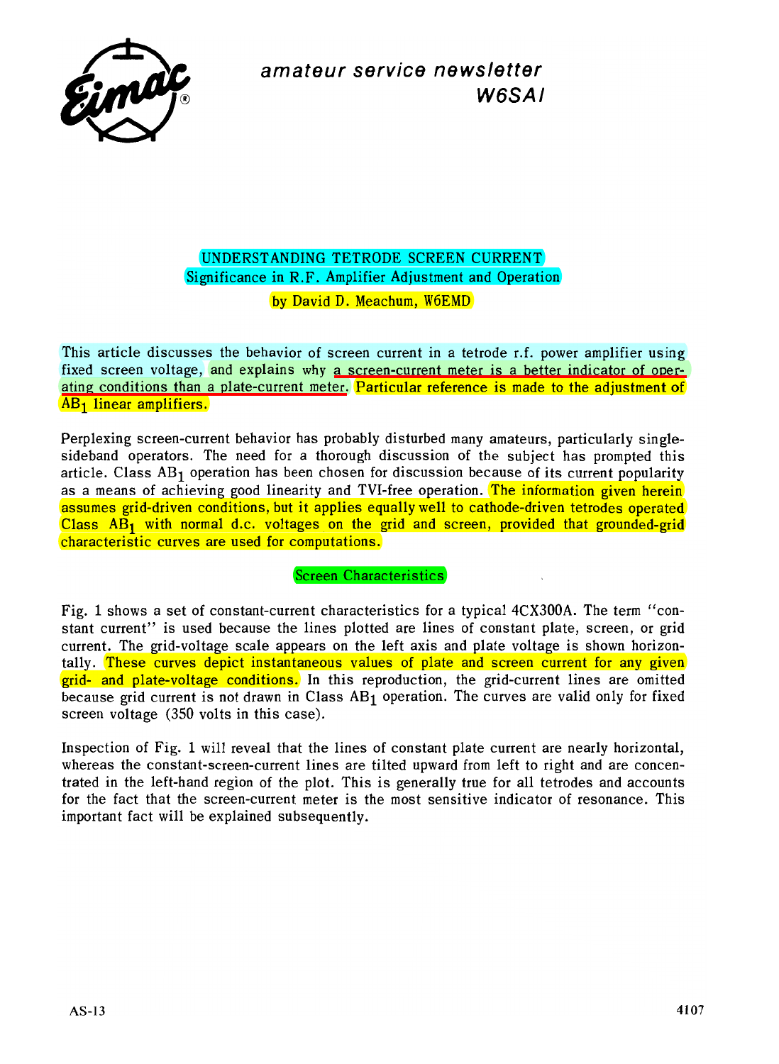*amateur service newsletter*
*W6SAI*

# UNDERSTANDING TETRODE SCREEN CURRENT

## Significance in R.F. Amplifier Adjustment and Operation

by David D. Meachum, W6EMD

This article discusses the behavior of screen current in a tetrode r.f. power amplifier using fixed screen voltage, and explains why a screen-current meter is a better indicator of operating conditions than a plate-current meter. Particular reference is made to the adjustment of $AB_1$ linear amplifiers.

Perplexing screen-current behavior has probably disturbed many amateurs, particularly single-sideband operators. The need for a thorough discussion of the subject has prompted this article. Class $AB_1$ operation has been chosen for discussion because of its current popularity as a means of achieving good linearity and TVI-free operation. The information given herein assumes grid-driven conditions, but it applies equally well to cathode-driven tetrodes operated Class $AB_1$ with normal d.c. voltages on the grid and screen, provided that grounded-grid characteristic curves are used for computations.

### Screen Characteristics

Fig. 1 shows a set of constant-current characteristics for a typical 4CX300A. The term "constant current" is used because the lines plotted are lines of constant plate, screen, or grid current. The grid-voltage scale appears on the left axis and plate voltage is shown horizontally. These curves depict instantaneous values of plate and screen current for any given grid- and plate-voltage conditions. In this reproduction, the grid-current lines are omitted because grid current is not drawn in Class $AB_1$ operation. The curves are valid only for fixed screen voltage (350 volts in this case).

Inspection of Fig. 1 will reveal that the lines of constant plate current are nearly horizontal, whereas the constant-screen-current lines are tilted upward from left to right and are concentrated in the left-hand region of the plot. This is generally true for all tetrodes and accounts for the fact that the screen-current meter is the most sensitive indicator of resonance. This important fact will be explained subsequently.

AS-13 4107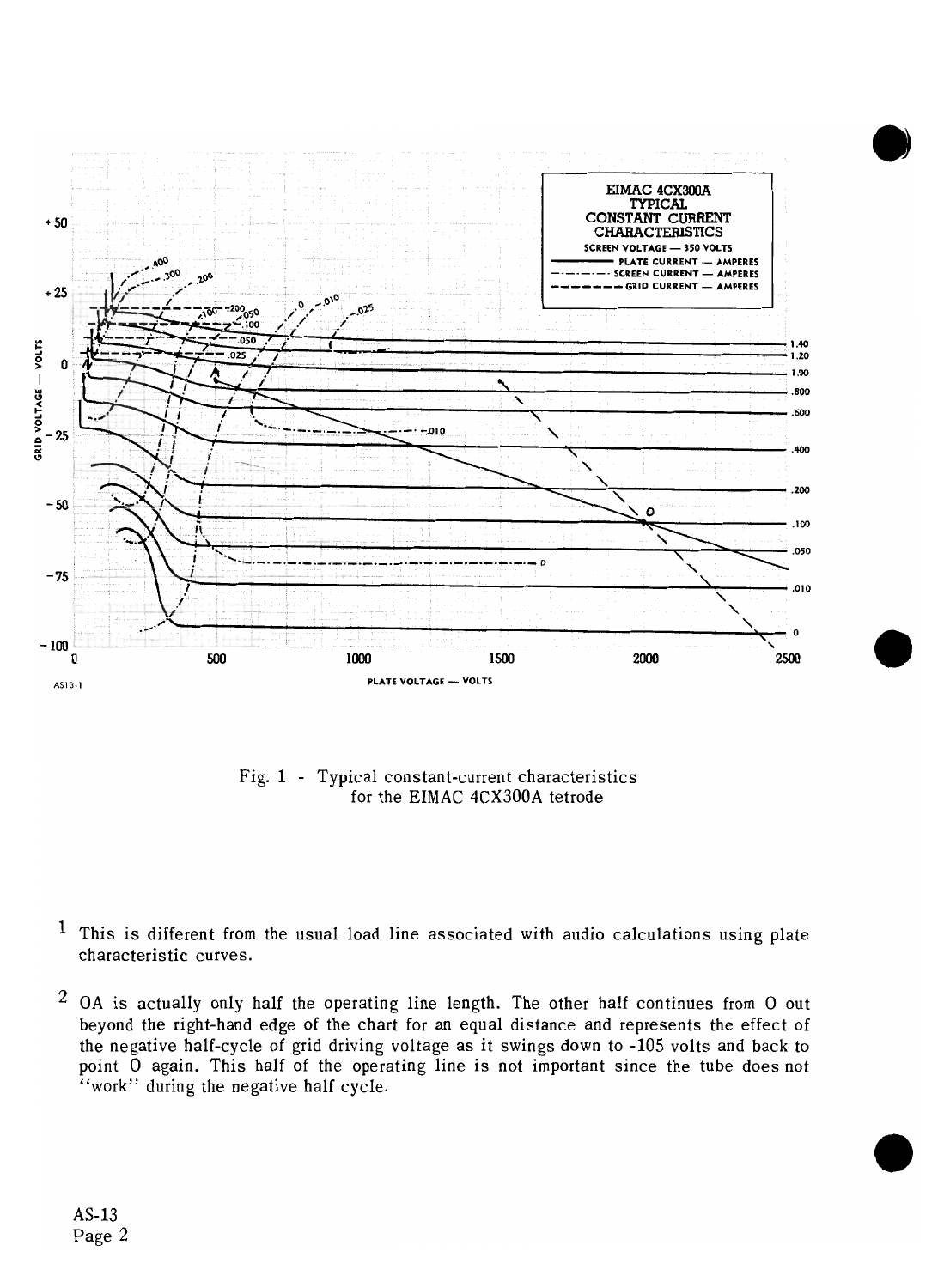EIMAC 4CX300A
TYPICAL
CONSTANT CURRENT
CHARACTERISTICS
SCREEN VOLTAGE — 350 VOLTS
PLATE CURRENT — AMPERES
SCREEN CURRENT — AMPERES
GRID CURRENT — AMPERES

GRID VOLTAGE — VOLTS

PLATE VOLTAGE — VOLTS

AS13-1

Fig. 1 - Typical constant-current characteristics for the EIMAC 4CX300A tetrode

[1] This is different from the usual load line associated with audio calculations using plate characteristic curves.

[2] OA is actually only half the operating line length. The other half continues from O out beyond the right-hand edge of the chart for an equal distance and represents the effect of the negative half-cycle of grid driving voltage as it swings down to -105 volts and back to point O again. This half of the operating line is not important since the tube does not "work" during the negative half cycle.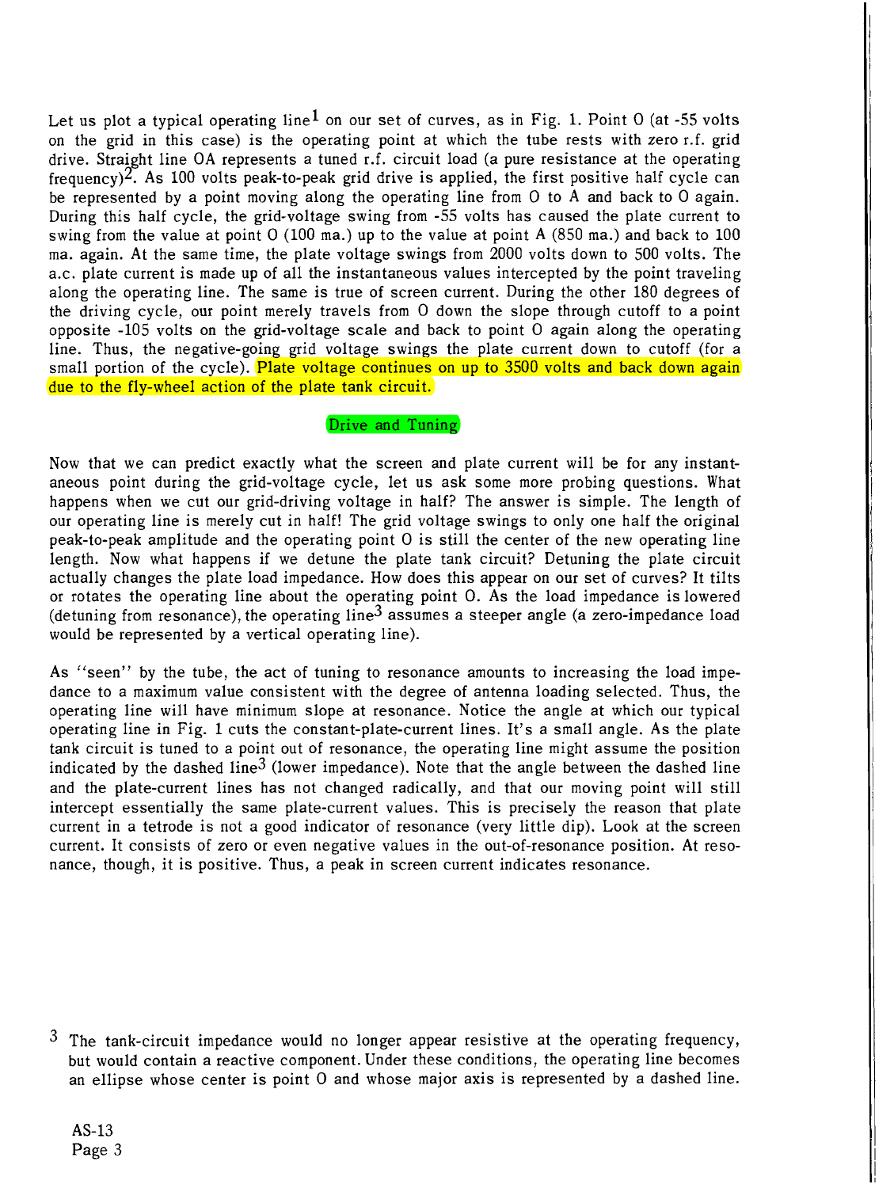Let us plot a typical operating line[1] on our set of curves, as in Fig. 1. Point O (at -55 volts on the grid in this case) is the operating point at which the tube rests with zero r.f. grid drive. Straight line OA represents a tuned r.f. circuit load (a pure resistance at the operating frequency)[2]. As 100 volts peak-to-peak grid drive is applied, the first positive half cycle can be represented by a point moving along the operating line from O to A and back to O again. During this half cycle, the grid-voltage swing from -55 volts has caused the plate current to swing from the value at point O (100 ma.) up to the value at point A (850 ma.) and back to 100 ma. again. At the same time, the plate voltage swings from 2000 volts down to 500 volts. The a.c. plate current is made up of all the instantaneous values intercepted by the point traveling along the operating line. The same is true of screen current. During the other 180 degrees of the driving cycle, our point merely travels from O down the slope through cutoff to a point opposite -105 volts on the grid-voltage scale and back to point O again along the operating line. Thus, the negative-going grid voltage swings the plate current down to cutoff (for a small portion of the cycle). Plate voltage continues on up to 3500 volts and back down again due to the fly-wheel action of the plate tank circuit.

## Drive and Tuning

Now that we can predict exactly what the screen and plate current will be for any instantaneous point during the grid-voltage cycle, let us ask some more probing questions. What happens when we cut our grid-driving voltage in half? The answer is simple. The length of our operating line is merely cut in half! The grid voltage swings to only one half the original peak-to-peak amplitude and the operating point O is still the center of the new operating line length. Now what happens if we detune the plate tank circuit? Detuning the plate circuit actually changes the plate load impedance. How does this appear on our set of curves? It tilts or rotates the operating line about the operating point O. As the load impedance is lowered (detuning from resonance), the operating line[3] assumes a steeper angle (a zero-impedance load would be represented by a vertical operating line).

As "seen" by the tube, the act of tuning to resonance amounts to increasing the load impedance to a maximum value consistent with the degree of antenna loading selected. Thus, the operating line will have minimum slope at resonance. Notice the angle at which our typical operating line in Fig. 1 cuts the constant-plate-current lines. It's a small angle. As the plate tank circuit is tuned to a point out of resonance, the operating line might assume the position indicated by the dashed line[3] (lower impedance). Note that the angle between the dashed line and the plate-current lines has not changed radically, and that our moving point will still intercept essentially the same plate-current values. This is precisely the reason that plate current in a tetrode is not a good indicator of resonance (very little dip). Look at the screen current. It consists of zero or even negative values in the out-of-resonance position. At resonance, though, it is positive. Thus, a peak in screen current indicates resonance.

[3] The tank-circuit impedance would no longer appear resistive at the operating frequency, but would contain a reactive component. Under these conditions, the operating line becomes an ellipse whose center is point O and whose major axis is represented by a dashed line.

AS-13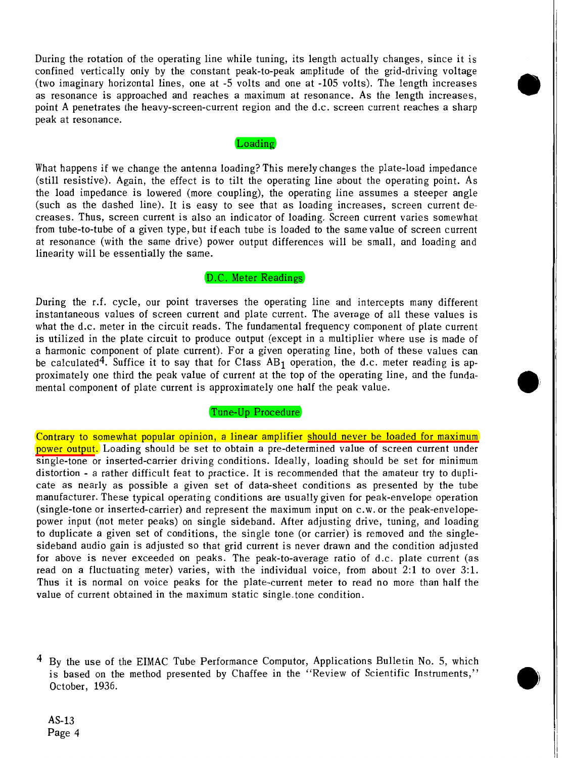During the rotation of the operating line while tuning, its length actually changes, since it is confined vertically only by the constant peak-to-peak amplitude of the grid-driving voltage (two imaginary horizontal lines, one at -5 volts and one at -105 volts). The length increases as resonance is approached and reaches a maximum at resonance. As the length increases, point A penetrates the heavy-screen-current region and the d.c. screen current reaches a sharp peak at resonance.

## Loading

What happens if we change the antenna loading? This merely changes the plate-load impedance (still resistive). Again, the effect is to tilt the operating line about the operating point. As the load impedance is lowered (more coupling), the operating line assumes a steeper angle (such as the dashed line). It is easy to see that as loading increases, screen current decreases. Thus, screen current is also an indicator of loading. Screen current varies somewhat from tube-to-tube of a given type, but if each tube is loaded to the same value of screen current at resonance (with the same drive) power output differences will be small, and loading and linearity will be essentially the same.

## D.C. Meter Readings

During the r.f. cycle, our point traverses the operating line and intercepts many different instantaneous values of screen current and plate current. The average of all these values is what the d.c. meter in the circuit reads. The fundamental frequency component of plate current is utilized in the plate circuit to produce output (except in a multiplier where use is made of a harmonic component of plate current). For a given operating line, both of these values can be calculated[4]. Suffice it to say that for Class $AB_1$ operation, the d.c. meter reading is approximately one third the peak value of current at the top of the operating line, and the fundamental component of plate current is approximately one half the peak value.

## Tune-Up Procedure

Contrary to somewhat popular opinion, a linear amplifier should never be loaded for maximum power output. Loading should be set to obtain a pre-determined value of screen current under single-tone or inserted-carrier driving conditions. Ideally, loading should be set for minimum distortion - a rather difficult feat to practice. It is recommended that the amateur try to duplicate as nearly as possible a given set of data-sheet conditions as presented by the tube manufacturer. These typical operating conditions are usually given for peak-envelope operation (single-tone or inserted-carrier) and represent the maximum input on c.w. or the peak-envelope-power input (not meter peaks) on single sideband. After adjusting drive, tuning, and loading to duplicate a given set of conditions, the single tone (or carrier) is removed and the single-sideband audio gain is adjusted so that grid current is never drawn and the condition adjusted for above is never exceeded on peaks. The peak-to-average ratio of d.c. plate current (as read on a fluctuating meter) varies, with the individual voice, from about 2:1 to over 3:1. Thus it is normal on voice peaks for the plate-current meter to read no more than half the value of current obtained in the maximum static single-tone condition.

[4] By the use of the EIMAC Tube Performance Computor, Applications Bulletin No. 5, which is based on the method presented by Chaffee in the "Review of Scientific Instruments," October, 1936.

AS-13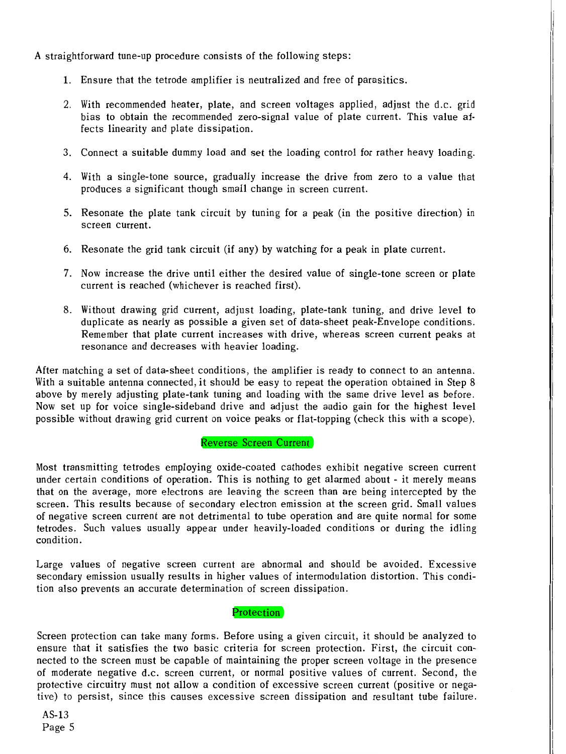A straightforward tune-up procedure consists of the following steps:

1. Ensure that the tetrode amplifier is neutralized and free of parasitics.

2. With recommended heater, plate, and screen voltages applied, adjust the d.c. grid bias to obtain the recommended zero-signal value of plate current. This value affects linearity and plate dissipation.

3. Connect a suitable dummy load and set the loading control for rather heavy loading.

4. With a single-tone source, gradually increase the drive from zero to a value that produces a significant though small change in screen current.

5. Resonate the plate tank circuit by tuning for a peak (in the positive direction) in screen current.

6. Resonate the grid tank circuit (if any) by watching for a peak in plate current.

7. Now increase the drive until either the desired value of single-tone screen or plate current is reached (whichever is reached first).

8. Without drawing grid current, adjust loading, plate-tank tuning, and drive level to duplicate as nearly as possible a given set of data-sheet peak-Envelope conditions. Remember that plate current increases with drive, whereas screen current peaks at resonance and decreases with heavier loading.

After matching a set of data-sheet conditions, the amplifier is ready to connect to an antenna. With a suitable antenna connected, it should be easy to repeat the operation obtained in Step 8 above by merely adjusting plate-tank tuning and loading with the same drive level as before. Now set up for voice single-sideband drive and adjust the audio gain for the highest level possible without drawing grid current on voice peaks or flat-topping (check this with a scope).

## Reverse Screen Current

Most transmitting tetrodes employing oxide-coated cathodes exhibit negative screen current under certain conditions of operation. This is nothing to get alarmed about - it merely means that on the average, more electrons are leaving the screen than are being intercepted by the screen. This results because of secondary electron emission at the screen grid. Small values of negative screen current are not detrimental to tube operation and are quite normal for some tetrodes. Such values usually appear under heavily-loaded conditions or during the idling condition.

Large values of negative screen current are abnormal and should be avoided. Excessive secondary emission usually results in higher values of intermodulation distortion. This condition also prevents an accurate determination of screen dissipation.

## Protection

Screen protection can take many forms. Before using a given circuit, it should be analyzed to ensure that it satisfies the two basic criteria for screen protection. First, the circuit connected to the screen must be capable of maintaining the proper screen voltage in the presence of moderate negative d.c. screen current, or normal positive values of current. Second, the protective circuitry must not allow a condition of excessive screen current (positive or negative) to persist, since this causes excessive screen dissipation and resultant tube failure.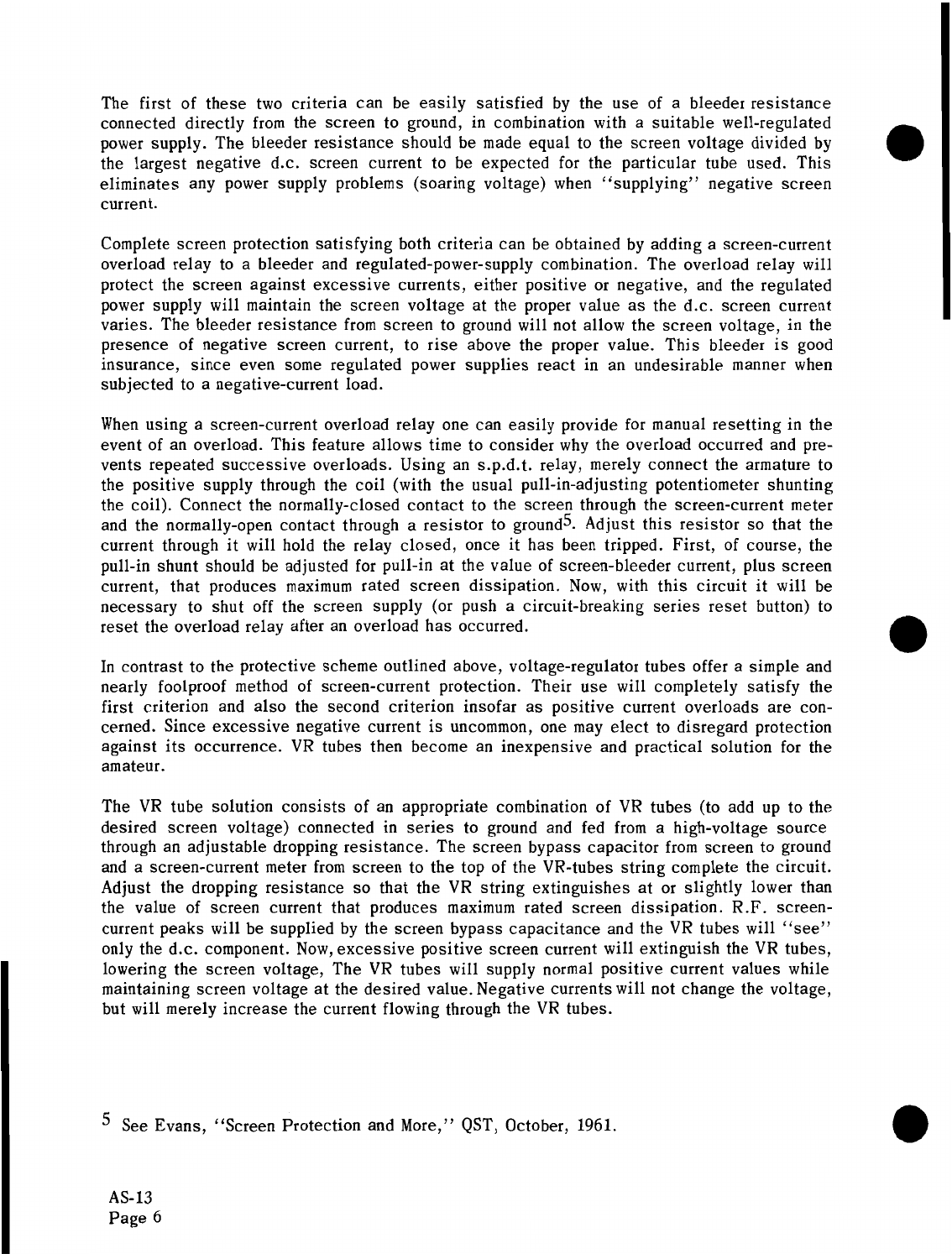The first of these two criteria can be easily satisfied by the use of a bleeder resistance connected directly from the screen to ground, in combination with a suitable well-regulated power supply. The bleeder resistance should be made equal to the screen voltage divided by the largest negative d.c. screen current to be expected for the particular tube used. This eliminates any power supply problems (soaring voltage) when "supplying" negative screen current.

Complete screen protection satisfying both criteria can be obtained by adding a screen-current overload relay to a bleeder and regulated-power-supply combination. The overload relay will protect the screen against excessive currents, either positive or negative, and the regulated power supply will maintain the screen voltage at the proper value as the d.c. screen current varies. The bleeder resistance from screen to ground will not allow the screen voltage, in the presence of negative screen current, to rise above the proper value. This bleeder is good insurance, since even some regulated power supplies react in an undesirable manner when subjected to a negative-current load.

When using a screen-current overload relay one can easily provide for manual resetting in the event of an overload. This feature allows time to consider why the overload occurred and prevents repeated successive overloads. Using an s.p.d.t. relay, merely connect the armature to the positive supply through the coil (with the usual pull-in-adjusting potentiometer shunting the coil). Connect the normally-closed contact to the screen through the screen-current meter and the normally-open contact through a resistor to ground[5]. Adjust this resistor so that the current through it will hold the relay closed, once it has been tripped. First, of course, the pull-in shunt should be adjusted for pull-in at the value of screen-bleeder current, plus screen current, that produces maximum rated screen dissipation. Now, with this circuit it will be necessary to shut off the screen supply (or push a circuit-breaking series reset button) to reset the overload relay after an overload has occurred.

In contrast to the protective scheme outlined above, voltage-regulator tubes offer a simple and nearly foolproof method of screen-current protection. Their use will completely satisfy the first criterion and also the second criterion insofar as positive current overloads are concerned. Since excessive negative current is uncommon, one may elect to disregard protection against its occurrence. VR tubes then become an inexpensive and practical solution for the amateur.

The VR tube solution consists of an appropriate combination of VR tubes (to add up to the desired screen voltage) connected in series to ground and fed from a high-voltage source through an adjustable dropping resistance. The screen bypass capacitor from screen to ground and a screen-current meter from screen to the top of the VR-tubes string complete the circuit. Adjust the dropping resistance so that the VR string extinguishes at or slightly lower than the value of screen current that produces maximum rated screen dissipation. R.F. screen-current peaks will be supplied by the screen bypass capacitance and the VR tubes will "see" only the d.c. component. Now, excessive positive screen current will extinguish the VR tubes, lowering the screen voltage, The VR tubes will supply normal positive current values while maintaining screen voltage at the desired value. Negative currents will not change the voltage, but will merely increase the current flowing through the VR tubes.

[5] See Evans, "Screen Protection and More," QST, October, 1961.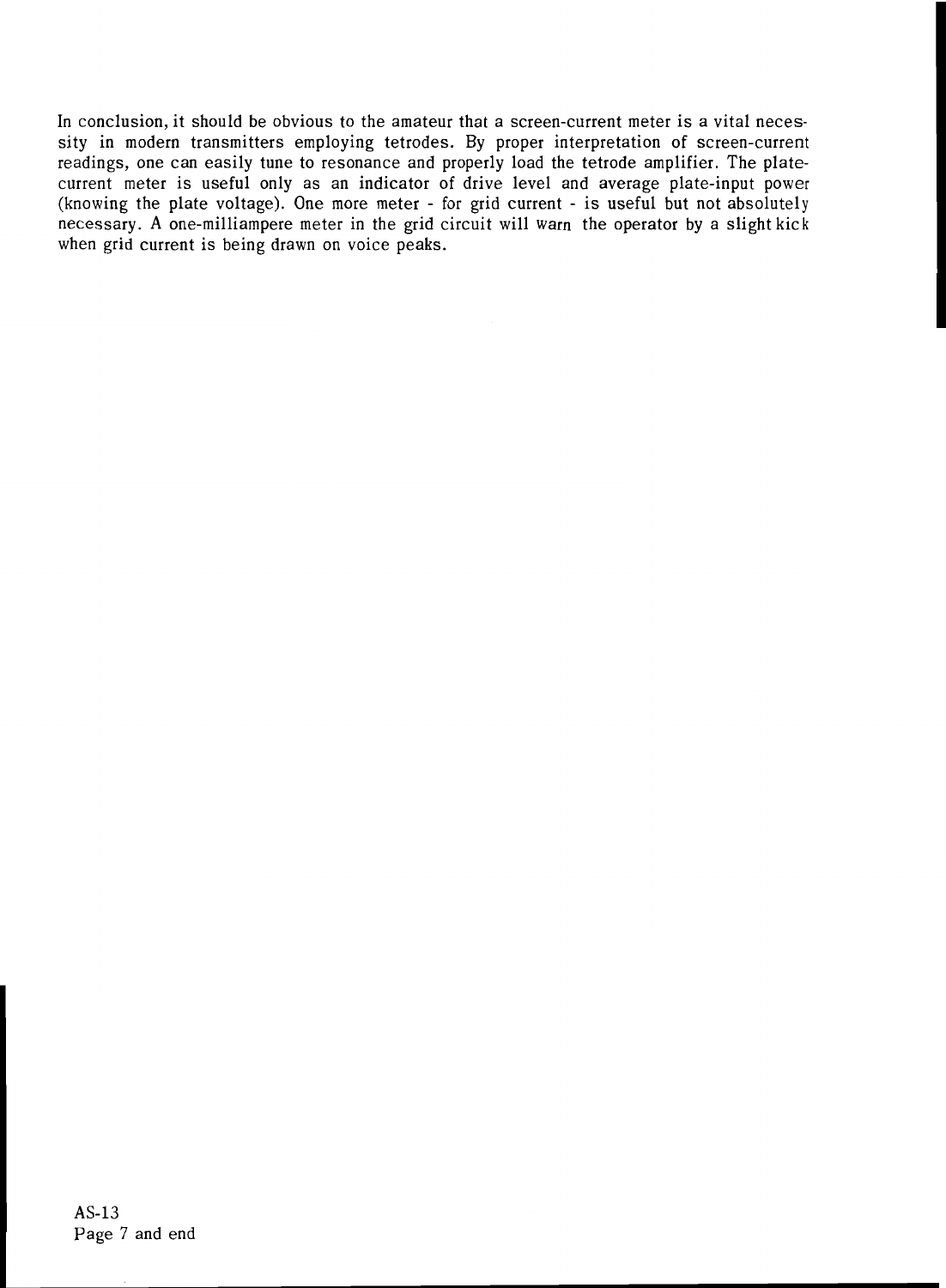In conclusion, it should be obvious to the amateur that a screen-current meter is a vital necessity in modern transmitters employing tetrodes. By proper interpretation of screen-current readings, one can easily tune to resonance and properly load the tetrode amplifier. The plate-current meter is useful only as an indicator of drive level and average plate-input power (knowing the plate voltage). One more meter - for grid current - is useful but not absolutely necessary. A one-milliampere meter in the grid circuit will warn the operator by a slight kick when grid current is being drawn on voice peaks.

AS-13
Page 7 and end